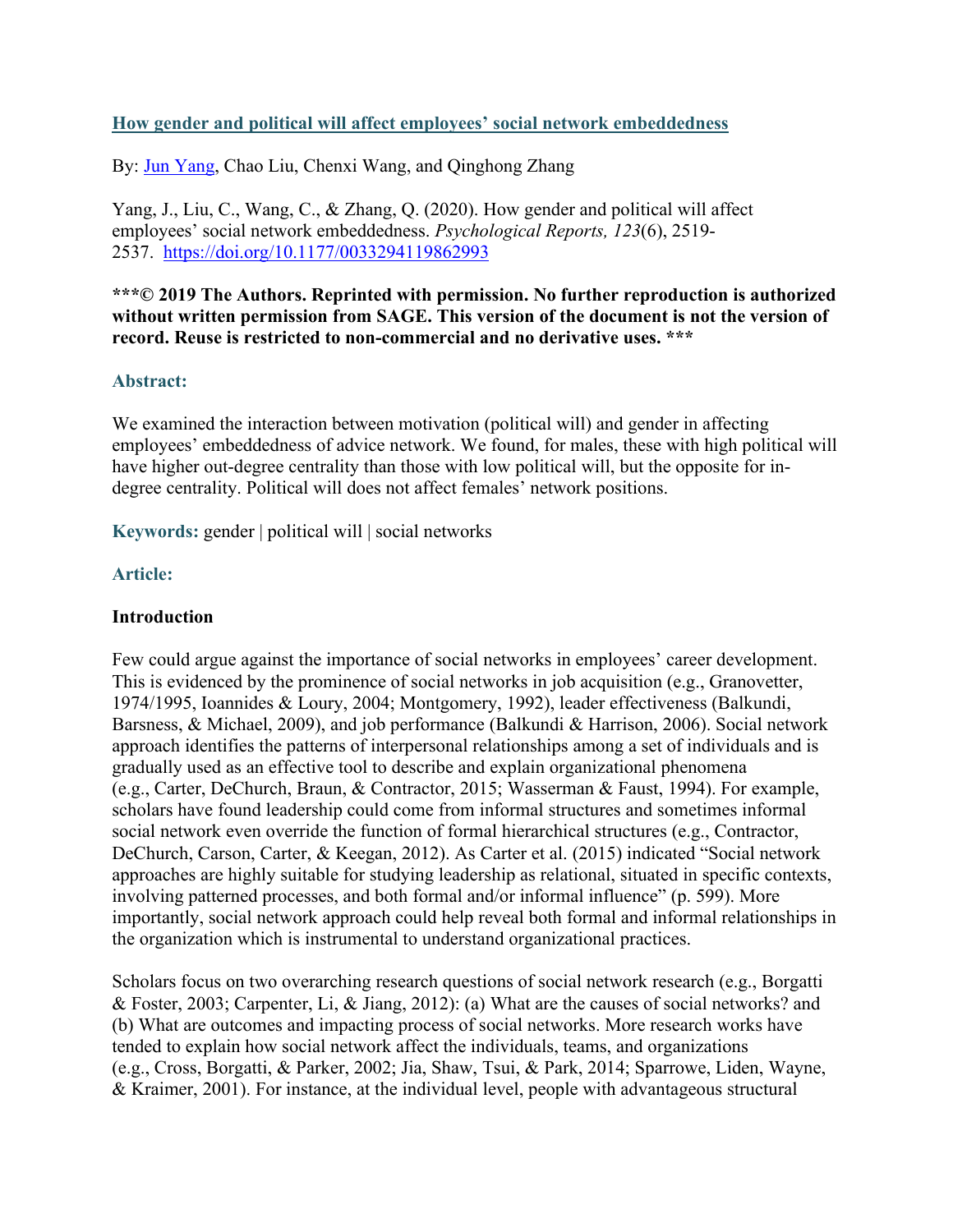[How gender and political will affect employees' social network embeddedness](https://doi.org/10.1177/0033294119862993)

By: Jun Yang, Chao Liu, Chenxi Wang, and Qinghong Zhang

Yang, J., Liu, C., Wang, C., & Zhang, Q. (2020). How gender and political will affect employees' social network embeddedness. *Psychological Reports, 123*(6), 2519-2537. https://doi.org/10.1177/0033294119862993

**\*\*\*© 2019 The Authors. Reprinted with permission. No further reproduction is authorized without written permission from SAGE. This version of the document is not the version of record. Reuse is restricted to non-commercial and no derivative uses. \*\*\***

**Abstract:**

We examined the interaction between motivation (political will) and gender in affecting employees' embeddedness of advice network. We found, for males, these with high political will have higher out-degree centrality than those with low political will, but the opposite for in-degree centrality. Political will does not affect females' network positions.

**Keywords:** gender | political will | social networks

**Article:**

## Introduction

Few could argue against the importance of social networks in employees' career development. This is evidenced by the prominence of social networks in job acquisition (e.g., Granovetter, 1974/1995, Ioannides & Loury, 2004; Montgomery, 1992), leader effectiveness (Balkundi, Barsness, & Michael, 2009), and job performance (Balkundi & Harrison, 2006). Social network approach identifies the patterns of interpersonal relationships among a set of individuals and is gradually used as an effective tool to describe and explain organizational phenomena (e.g., Carter, DeChurch, Braun, & Contractor, 2015; Wasserman & Faust, 1994). For example, scholars have found leadership could come from informal structures and sometimes informal social network even override the function of formal hierarchical structures (e.g., Contractor, DeChurch, Carson, Carter, & Keegan, 2012). As Carter et al. (2015) indicated "Social network approaches are highly suitable for studying leadership as relational, situated in specific contexts, involving patterned processes, and both formal and/or informal influence" (p. 599). More importantly, social network approach could help reveal both formal and informal relationships in the organization which is instrumental to understand organizational practices.

Scholars focus on two overarching research questions of social network research (e.g., Borgatti & Foster, 2003; Carpenter, Li, & Jiang, 2012): (a) What are the causes of social networks? and (b) What are outcomes and impacting process of social networks. More research works have tended to explain how social network affect the individuals, teams, and organizations (e.g., Cross, Borgatti, & Parker, 2002; Jia, Shaw, Tsui, & Park, 2014; Sparrowe, Liden, Wayne, & Kraimer, 2001). For instance, at the individual level, people with advantageous structural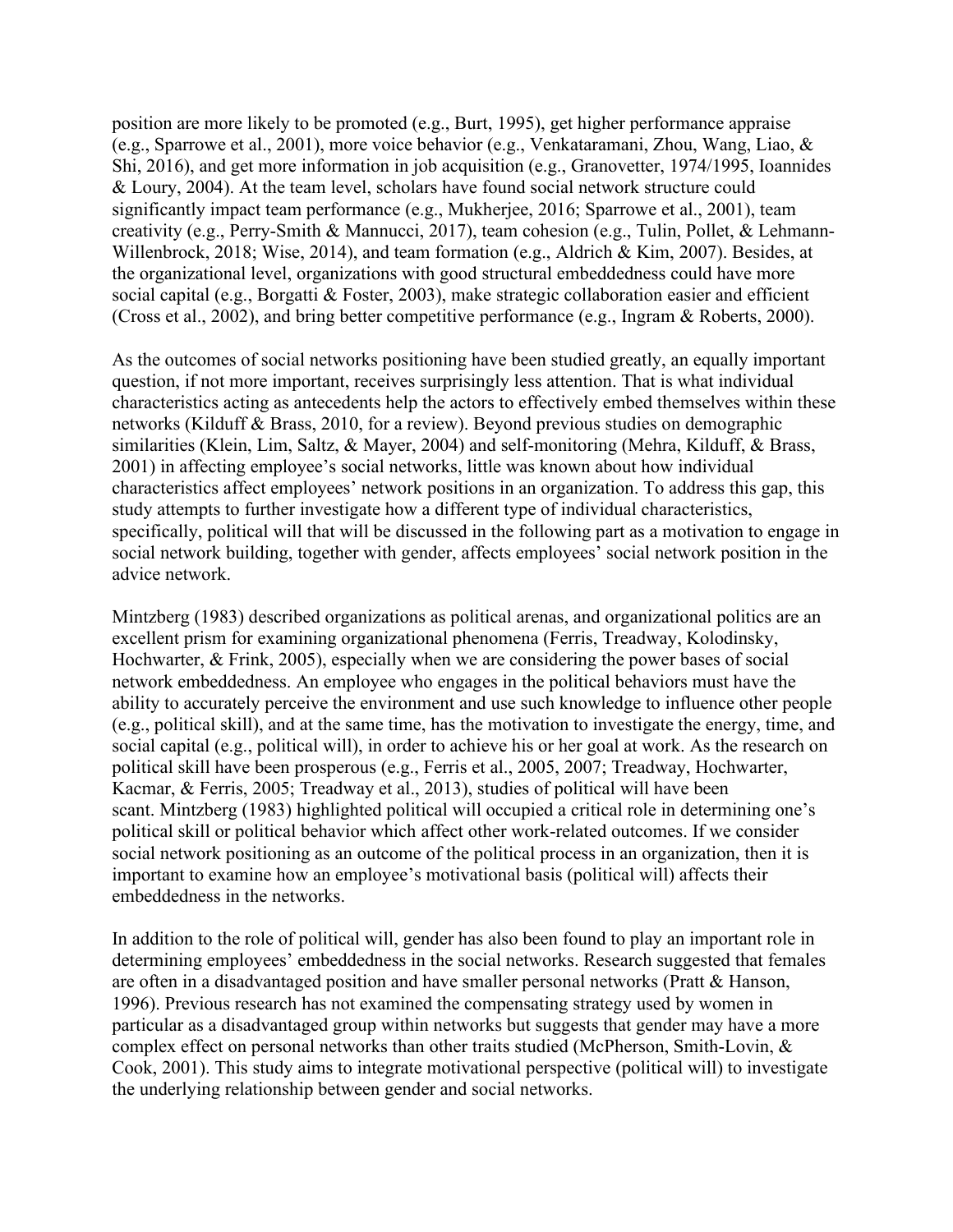position are more likely to be promoted (e.g., Burt, 1995), get higher performance appraise (e.g., Sparrowe et al., 2001), more voice behavior (e.g., Venkataramani, Zhou, Wang, Liao, & Shi, 2016), and get more information in job acquisition (e.g., Granovetter, 1974/1995, Ioannides & Loury, 2004). At the team level, scholars have found social network structure could significantly impact team performance (e.g., Mukherjee, 2016; Sparrowe et al., 2001), team creativity (e.g., Perry-Smith & Mannucci, 2017), team cohesion (e.g., Tulin, Pollet, & Lehmann-Willenbrock, 2018; Wise, 2014), and team formation (e.g., Aldrich & Kim, 2007). Besides, at the organizational level, organizations with good structural embeddedness could have more social capital (e.g., Borgatti & Foster, 2003), make strategic collaboration easier and efficient (Cross et al., 2002), and bring better competitive performance (e.g., Ingram & Roberts, 2000).

As the outcomes of social networks positioning have been studied greatly, an equally important question, if not more important, receives surprisingly less attention. That is what individual characteristics acting as antecedents help the actors to effectively embed themselves within these networks (Kilduff & Brass, 2010, for a review). Beyond previous studies on demographic similarities (Klein, Lim, Saltz, & Mayer, 2004) and self-monitoring (Mehra, Kilduff, & Brass, 2001) in affecting employee's social networks, little was known about how individual characteristics affect employees' network positions in an organization. To address this gap, this study attempts to further investigate how a different type of individual characteristics, specifically, political will that will be discussed in the following part as a motivation to engage in social network building, together with gender, affects employees' social network position in the advice network.

Mintzberg (1983) described organizations as political arenas, and organizational politics are an excellent prism for examining organizational phenomena (Ferris, Treadway, Kolodinsky, Hochwarter, & Frink, 2005), especially when we are considering the power bases of social network embeddedness. An employee who engages in the political behaviors must have the ability to accurately perceive the environment and use such knowledge to influence other people (e.g., political skill), and at the same time, has the motivation to investigate the energy, time, and social capital (e.g., political will), in order to achieve his or her goal at work. As the research on political skill have been prosperous (e.g., Ferris et al., 2005, 2007; Treadway, Hochwarter, Kacmar, & Ferris, 2005; Treadway et al., 2013), studies of political will have been scant. Mintzberg (1983) highlighted political will occupied a critical role in determining one's political skill or political behavior which affect other work-related outcomes. If we consider social network positioning as an outcome of the political process in an organization, then it is important to examine how an employee's motivational basis (political will) affects their embeddedness in the networks.

In addition to the role of political will, gender has also been found to play an important role in determining employees' embeddedness in the social networks. Research suggested that females are often in a disadvantaged position and have smaller personal networks (Pratt & Hanson, 1996). Previous research has not examined the compensating strategy used by women in particular as a disadvantaged group within networks but suggests that gender may have a more complex effect on personal networks than other traits studied (McPherson, Smith-Lovin, & Cook, 2001). This study aims to integrate motivational perspective (political will) to investigate the underlying relationship between gender and social networks.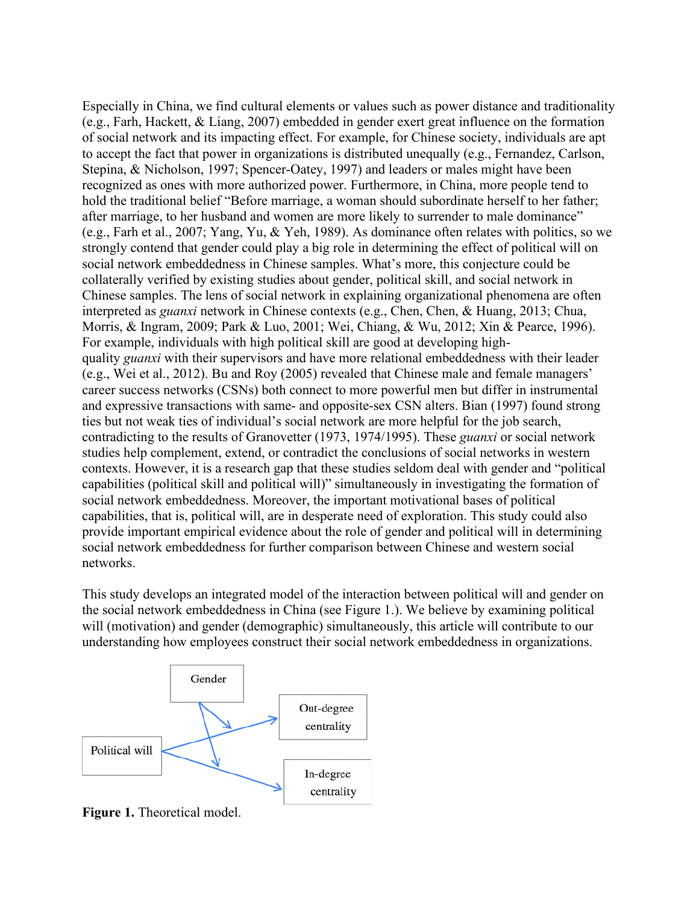Especially in China, we find cultural elements or values such as power distance and traditionality (e.g., Farh, Hackett, & Liang, 2007) embedded in gender exert great influence on the formation of social network and its impacting effect. For example, for Chinese society, individuals are apt to accept the fact that power in organizations is distributed unequally (e.g., Fernandez, Carlson, Stepina, & Nicholson, 1997; Spencer-Oatey, 1997) and leaders or males might have been recognized as ones with more authorized power. Furthermore, in China, more people tend to hold the traditional belief "Before marriage, a woman should subordinate herself to her father; after marriage, to her husband and women are more likely to surrender to male dominance" (e.g., Farh et al., 2007; Yang, Yu, & Yeh, 1989). As dominance often relates with politics, so we strongly contend that gender could play a big role in determining the effect of political will on social network embeddedness in Chinese samples. What's more, this conjecture could be collaterally verified by existing studies about gender, political skill, and social network in Chinese samples. The lens of social network in explaining organizational phenomena are often interpreted as *guanxi* network in Chinese contexts (e.g., Chen, Chen, & Huang, 2013; Chua, Morris, & Ingram, 2009; Park & Luo, 2001; Wei, Chiang, & Wu, 2012; Xin & Pearce, 1996). For example, individuals with high political skill are good at developing high-quality *guanxi* with their supervisors and have more relational embeddedness with their leader (e.g., Wei et al., 2012). Bu and Roy (2005) revealed that Chinese male and female managers' career success networks (CSNs) both connect to more powerful men but differ in instrumental and expressive transactions with same- and opposite-sex CSN alters. Bian (1997) found strong ties but not weak ties of individual's social network are more helpful for the job search, contradicting to the results of Granovetter (1973, 1974/1995). These *guanxi* or social network studies help complement, extend, or contradict the conclusions of social networks in western contexts. However, it is a research gap that these studies seldom deal with gender and "political capabilities (political skill and political will)" simultaneously in investigating the formation of social network embeddedness. Moreover, the important motivational bases of political capabilities, that is, political will, are in desperate need of exploration. This study could also provide important empirical evidence about the role of gender and political will in determining social network embeddedness for further comparison between Chinese and western social networks.

This study develops an integrated model of the interaction between political will and gender on the social network embeddedness in China (see Figure 1.). We believe by examining political will (motivation) and gender (demographic) simultaneously, this article will contribute to our understanding how employees construct their social network embeddedness in organizations.

**Figure 1.** Theoretical model.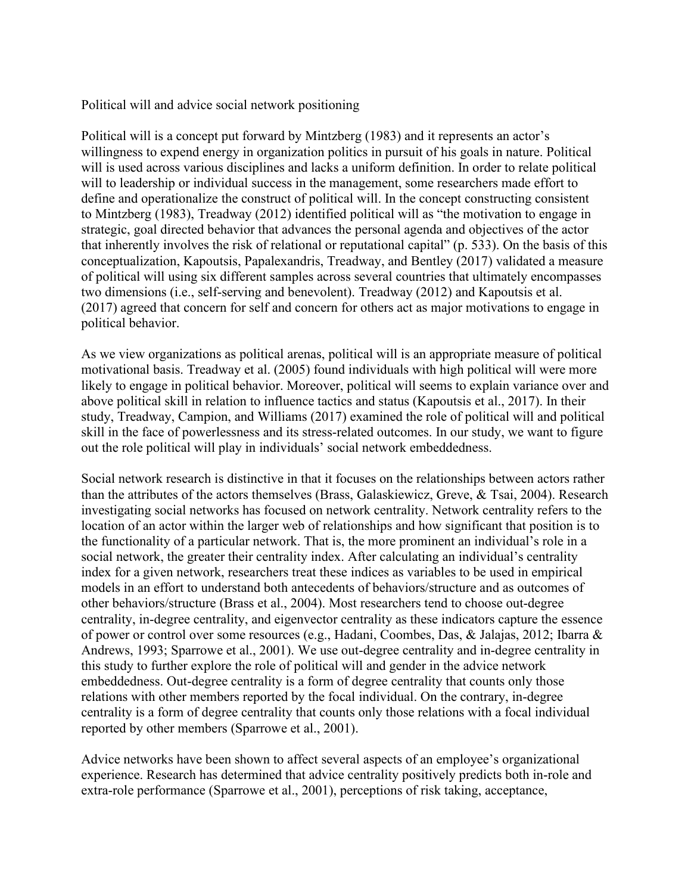## Political will and advice social network positioning

Political will is a concept put forward by Mintzberg (1983) and it represents an actor's willingness to expend energy in organization politics in pursuit of his goals in nature. Political will is used across various disciplines and lacks a uniform definition. In order to relate political will to leadership or individual success in the management, some researchers made effort to define and operationalize the construct of political will. In the concept constructing consistent to Mintzberg (1983), Treadway (2012) identified political will as "the motivation to engage in strategic, goal directed behavior that advances the personal agenda and objectives of the actor that inherently involves the risk of relational or reputational capital" (p. 533). On the basis of this conceptualization, Kapoutsis, Papalexandris, Treadway, and Bentley (2017) validated a measure of political will using six different samples across several countries that ultimately encompasses two dimensions (i.e., self-serving and benevolent). Treadway (2012) and Kapoutsis et al. (2017) agreed that concern for self and concern for others act as major motivations to engage in political behavior.

As we view organizations as political arenas, political will is an appropriate measure of political motivational basis. Treadway et al. (2005) found individuals with high political will were more likely to engage in political behavior. Moreover, political will seems to explain variance over and above political skill in relation to influence tactics and status (Kapoutsis et al., 2017). In their study, Treadway, Campion, and Williams (2017) examined the role of political will and political skill in the face of powerlessness and its stress-related outcomes. In our study, we want to figure out the role political will play in individuals' social network embeddedness.

Social network research is distinctive in that it focuses on the relationships between actors rather than the attributes of the actors themselves (Brass, Galaskiewicz, Greve, & Tsai, 2004). Research investigating social networks has focused on network centrality. Network centrality refers to the location of an actor within the larger web of relationships and how significant that position is to the functionality of a particular network. That is, the more prominent an individual's role in a social network, the greater their centrality index. After calculating an individual's centrality index for a given network, researchers treat these indices as variables to be used in empirical models in an effort to understand both antecedents of behaviors/structure and as outcomes of other behaviors/structure (Brass et al., 2004). Most researchers tend to choose out-degree centrality, in-degree centrality, and eigenvector centrality as these indicators capture the essence of power or control over some resources (e.g., Hadani, Coombes, Das, & Jalajas, 2012; Ibarra & Andrews, 1993; Sparrowe et al., 2001). We use out-degree centrality and in-degree centrality in this study to further explore the role of political will and gender in the advice network embeddedness. Out-degree centrality is a form of degree centrality that counts only those relations with other members reported by the focal individual. On the contrary, in-degree centrality is a form of degree centrality that counts only those relations with a focal individual reported by other members (Sparrowe et al., 2001).

Advice networks have been shown to affect several aspects of an employee's organizational experience. Research has determined that advice centrality positively predicts both in-role and extra-role performance (Sparrowe et al., 2001), perceptions of risk taking, acceptance,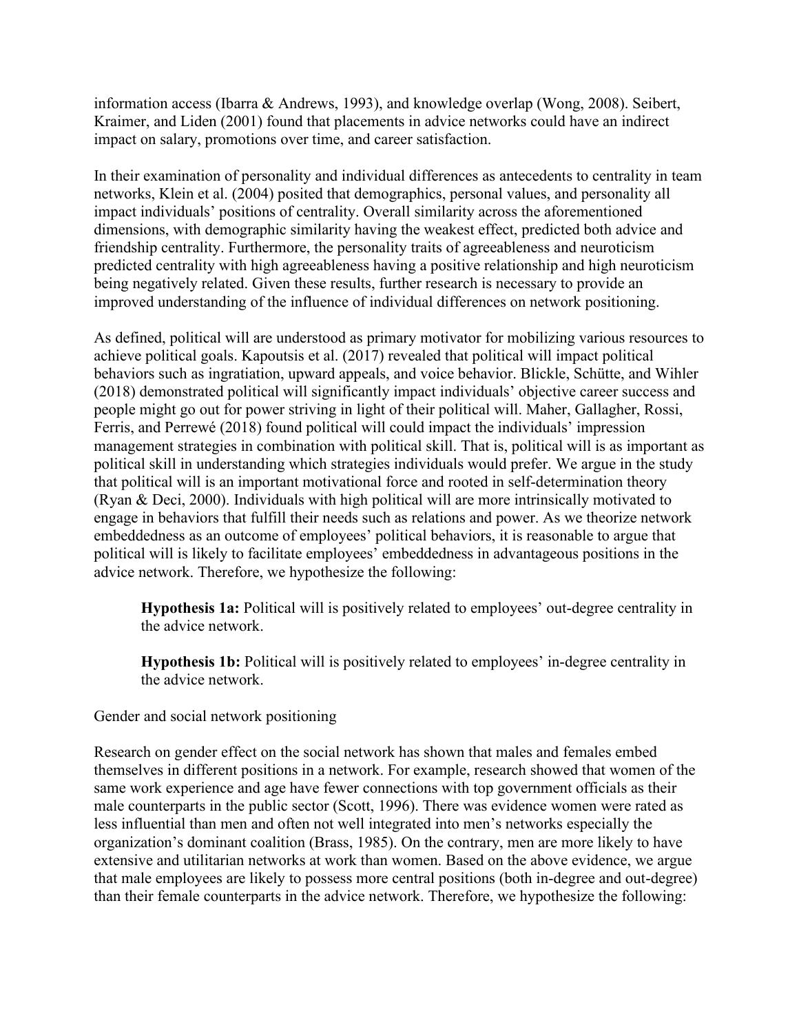information access (Ibarra & Andrews, 1993), and knowledge overlap (Wong, 2008). Seibert, Kraimer, and Liden (2001) found that placements in advice networks could have an indirect impact on salary, promotions over time, and career satisfaction.

In their examination of personality and individual differences as antecedents to centrality in team networks, Klein et al. (2004) posited that demographics, personal values, and personality all impact individuals' positions of centrality. Overall similarity across the aforementioned dimensions, with demographic similarity having the weakest effect, predicted both advice and friendship centrality. Furthermore, the personality traits of agreeableness and neuroticism predicted centrality with high agreeableness having a positive relationship and high neuroticism being negatively related. Given these results, further research is necessary to provide an improved understanding of the influence of individual differences on network positioning.

As defined, political will are understood as primary motivator for mobilizing various resources to achieve political goals. Kapoutsis et al. (2017) revealed that political will impact political behaviors such as ingratiation, upward appeals, and voice behavior. Blickle, Schütte, and Wihler (2018) demonstrated political will significantly impact individuals' objective career success and people might go out for power striving in light of their political will. Maher, Gallagher, Rossi, Ferris, and Perrewé (2018) found political will could impact the individuals' impression management strategies in combination with political skill. That is, political will is as important as political skill in understanding which strategies individuals would prefer. We argue in the study that political will is an important motivational force and rooted in self-determination theory (Ryan & Deci, 2000). Individuals with high political will are more intrinsically motivated to engage in behaviors that fulfill their needs such as relations and power. As we theorize network embeddedness as an outcome of employees' political behaviors, it is reasonable to argue that political will is likely to facilitate employees' embeddedness in advantageous positions in the advice network. Therefore, we hypothesize the following:

> **Hypothesis 1a:** Political will is positively related to employees' out-degree centrality in the advice network.
>
> **Hypothesis 1b:** Political will is positively related to employees' in-degree centrality in the advice network.

## Gender and social network positioning

Research on gender effect on the social network has shown that males and females embed themselves in different positions in a network. For example, research showed that women of the same work experience and age have fewer connections with top government officials as their male counterparts in the public sector (Scott, 1996). There was evidence women were rated as less influential than men and often not well integrated into men's networks especially the organization's dominant coalition (Brass, 1985). On the contrary, men are more likely to have extensive and utilitarian networks at work than women. Based on the above evidence, we argue that male employees are likely to possess more central positions (both in-degree and out-degree) than their female counterparts in the advice network. Therefore, we hypothesize the following: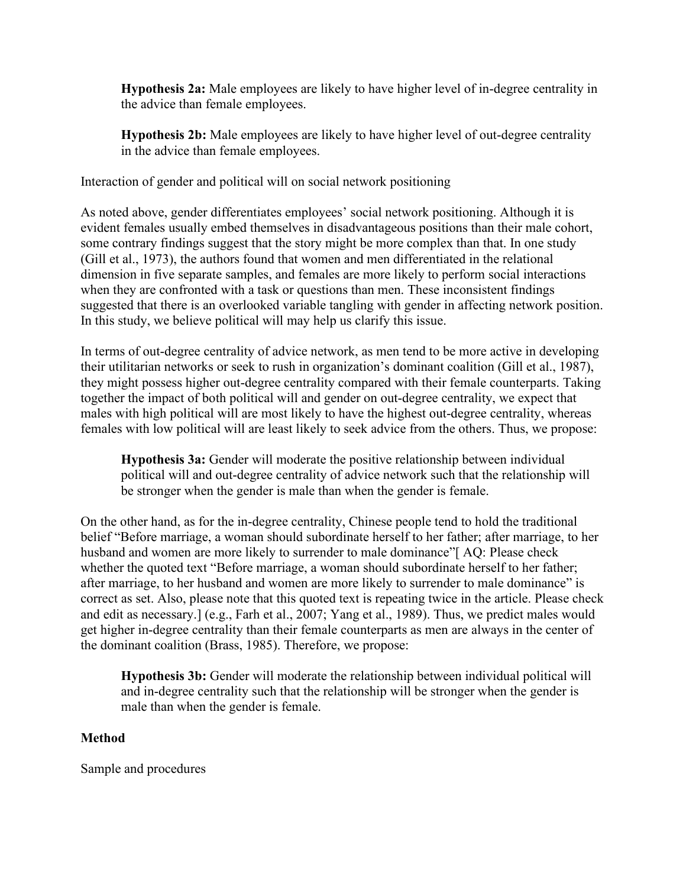**Hypothesis 2a:** Male employees are likely to have higher level of in-degree centrality in the advice than female employees.

**Hypothesis 2b:** Male employees are likely to have higher level of out-degree centrality in the advice than female employees.

Interaction of gender and political will on social network positioning

As noted above, gender differentiates employees' social network positioning. Although it is evident females usually embed themselves in disadvantageous positions than their male cohort, some contrary findings suggest that the story might be more complex than that. In one study (Gill et al., 1973), the authors found that women and men differentiated in the relational dimension in five separate samples, and females are more likely to perform social interactions when they are confronted with a task or questions than men. These inconsistent findings suggested that there is an overlooked variable tangling with gender in affecting network position. In this study, we believe political will may help us clarify this issue.

In terms of out-degree centrality of advice network, as men tend to be more active in developing their utilitarian networks or seek to rush in organization's dominant coalition (Gill et al., 1987), they might possess higher out-degree centrality compared with their female counterparts. Taking together the impact of both political will and gender on out-degree centrality, we expect that males with high political will are most likely to have the highest out-degree centrality, whereas females with low political will are least likely to seek advice from the others. Thus, we propose:

**Hypothesis 3a:** Gender will moderate the positive relationship between individual political will and out-degree centrality of advice network such that the relationship will be stronger when the gender is male than when the gender is female.

On the other hand, as for the in-degree centrality, Chinese people tend to hold the traditional belief "Before marriage, a woman should subordinate herself to her father; after marriage, to her husband and women are more likely to surrender to male dominance"[ AQ: Please check whether the quoted text "Before marriage, a woman should subordinate herself to her father; after marriage, to her husband and women are more likely to surrender to male dominance" is correct as set. Also, please note that this quoted text is repeating twice in the article. Please check and edit as necessary.] (e.g., Farh et al., 2007; Yang et al., 1989). Thus, we predict males would get higher in-degree centrality than their female counterparts as men are always in the center of the dominant coalition (Brass, 1985). Therefore, we propose:

**Hypothesis 3b:** Gender will moderate the relationship between individual political will and in-degree centrality such that the relationship will be stronger when the gender is male than when the gender is female.

## Method

Sample and procedures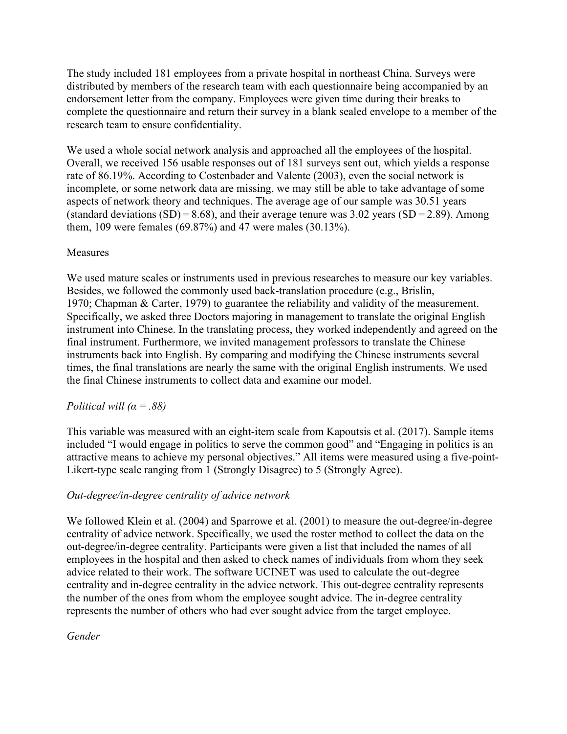The study included 181 employees from a private hospital in northeast China. Surveys were distributed by members of the research team with each questionnaire being accompanied by an endorsement letter from the company. Employees were given time during their breaks to complete the questionnaire and return their survey in a blank sealed envelope to a member of the research team to ensure confidentiality.

We used a whole social network analysis and approached all the employees of the hospital. Overall, we received 156 usable responses out of 181 surveys sent out, which yields a response rate of 86.19%. According to Costenbader and Valente (2003), even the social network is incomplete, or some network data are missing, we may still be able to take advantage of some aspects of network theory and techniques. The average age of our sample was 30.51 years (standard deviations (SD) = 8.68), and their average tenure was 3.02 years (SD = 2.89). Among them, 109 were females (69.87%) and 47 were males (30.13%).

## Measures

We used mature scales or instruments used in previous researches to measure our key variables. Besides, we followed the commonly used back-translation procedure (e.g., Brislin, 1970; Chapman & Carter, 1979) to guarantee the reliability and validity of the measurement. Specifically, we asked three Doctors majoring in management to translate the original English instrument into Chinese. In the translating process, they worked independently and agreed on the final instrument. Furthermore, we invited management professors to translate the Chinese instruments back into English. By comparing and modifying the Chinese instruments several times, the final translations are nearly the same with the original English instruments. We used the final Chinese instruments to collect data and examine our model.

### *Political will ($\alpha$ = .88)*

This variable was measured with an eight-item scale from Kapoutsis et al. (2017). Sample items included "I would engage in politics to serve the common good" and "Engaging in politics is an attractive means to achieve my personal objectives." All items were measured using a five-point-Likert-type scale ranging from 1 (Strongly Disagree) to 5 (Strongly Agree).

### *Out-degree/in-degree centrality of advice network*

We followed Klein et al. (2004) and Sparrowe et al. (2001) to measure the out-degree/in-degree centrality of advice network. Specifically, we used the roster method to collect the data on the out-degree/in-degree centrality. Participants were given a list that included the names of all employees in the hospital and then asked to check names of individuals from whom they seek advice related to their work. The software UCINET was used to calculate the out-degree centrality and in-degree centrality in the advice network. This out-degree centrality represents the number of the ones from whom the employee sought advice. The in-degree centrality represents the number of others who had ever sought advice from the target employee.

### *Gender*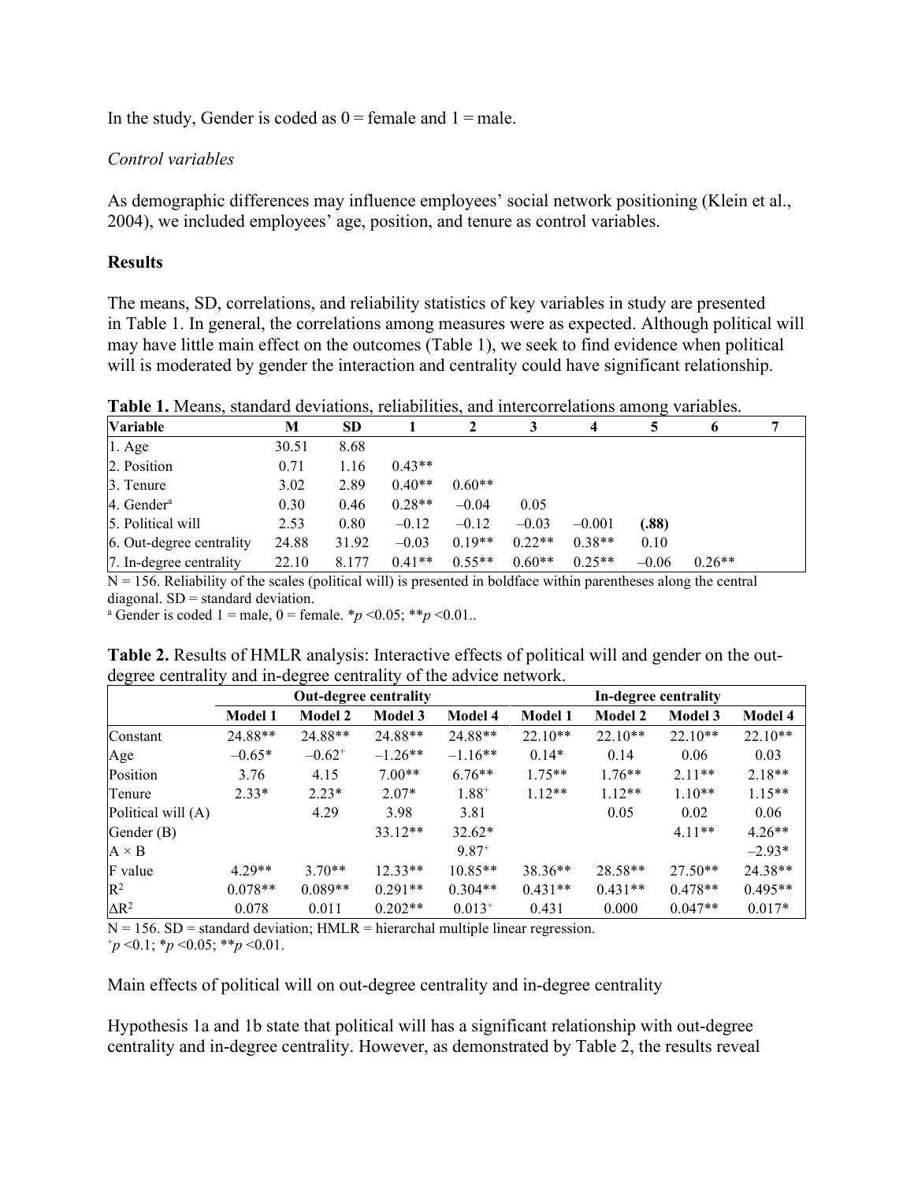In the study, Gender is coded as 0 = female and 1 = male.

*Control variables*

As demographic differences may influence employees' social network positioning (Klein et al., 2004), we included employees' age, position, and tenure as control variables.

**Results**

The means, SD, correlations, and reliability statistics of key variables in study are presented in Table 1. In general, the correlations among measures were as expected. Although political will may have little main effect on the outcomes (Table 1), we seek to find evidence when political will is moderated by gender the interaction and centrality could have significant relationship.

**Table 1.** Means, standard deviations, reliabilities, and intercorrelations among variables.

| Variable | M | SD | 1 | 2 | 3 | 4 | 5 | 6 | 7 |
|---|---|---|---|---|---|---|---|---|---|
| 1. Age | 30.51 | 8.68 | | | | | | | |
| 2. Position | 0.71 | 1.16 | 0.43** | | | | | | |
| 3. Tenure | 3.02 | 2.89 | 0.40** | 0.60** | | | | | |
| 4. Gender[a] | 0.30 | 0.46 | 0.28** | –0.04 | 0.05 | | | | |
| 5. Political will | 2.53 | 0.80 | –0.12 | –0.12 | –0.03 | –0.001 | **(.88)** | | |
| 6. Out-degree centrality | 24.88 | 31.92 | –0.03 | 0.19** | 0.22** | 0.38** | 0.10 | | |
| 7. In-degree centrality | 22.10 | 8.177 | 0.41** | 0.55** | 0.60** | 0.25** | –0.06 | 0.26** | |

N = 156. Reliability of the scales (political will) is presented in boldface within parentheses along the central diagonal. SD = standard deviation.

[a] Gender is coded 1 = male, 0 = female. *$p$ <0.05; **$p$ <0.01..

**Table 2.** Results of HMLR analysis: Interactive effects of political will and gender on the out-degree centrality and in-degree centrality of the advice network.

| | Out-degree centrality | | | | In-degree centrality | | | |
|---|---|---|---|---|---|---|---|---|
| | **Model 1** | **Model 2** | **Model 3** | **Model 4** | **Model 1** | **Model 2** | **Model 3** | **Model 4** |
| Constant | 24.88** | 24.88** | 24.88** | 24.88** | 22.10** | 22.10** | 22.10** | 22.10** |
| Age | –0.65* | –0.62[+] | –1.26** | –1.16** | 0.14* | 0.14 | 0.06 | 0.03 |
| Position | 3.76 | 4.15 | 7.00** | 6.76** | 1.75** | 1.76** | 2.11** | 2.18** |
| Tenure | 2.33* | 2.23* | 2.07* | 1.88[+] | 1.12** | 1.12** | 1.10** | 1.15** |
| Political will (A) | | 4.29 | 3.98 | 3.81 | | 0.05 | 0.02 | 0.06 |
| Gender (B) | | | 33.12** | 32.62* | | | 4.11** | 4.26** |
| A × B | | | | 9.87[+] | | | | –2.93* |
| F value | 4.29** | 3.70** | 12.33** | 10.85** | 38.36** | 28.58** | 27.50** | 24.38** |
| $R^2$ | 0.078** | 0.089** | 0.291** | 0.304** | 0.431** | 0.431** | 0.478** | 0.495** |
| $\Delta R^2$ | 0.078 | 0.011 | 0.202** | 0.013[+] | 0.431 | 0.000 | 0.047** | 0.017* |

N = 156. SD = standard deviation; HMLR = hierarchal multiple linear regression.

[+]$p$ <0.1; *$p$ <0.05; **$p$ <0.01.

Main effects of political will on out-degree centrality and in-degree centrality

Hypothesis 1a and 1b state that political will has a significant relationship with out-degree centrality and in-degree centrality. However, as demonstrated by Table 2, the results reveal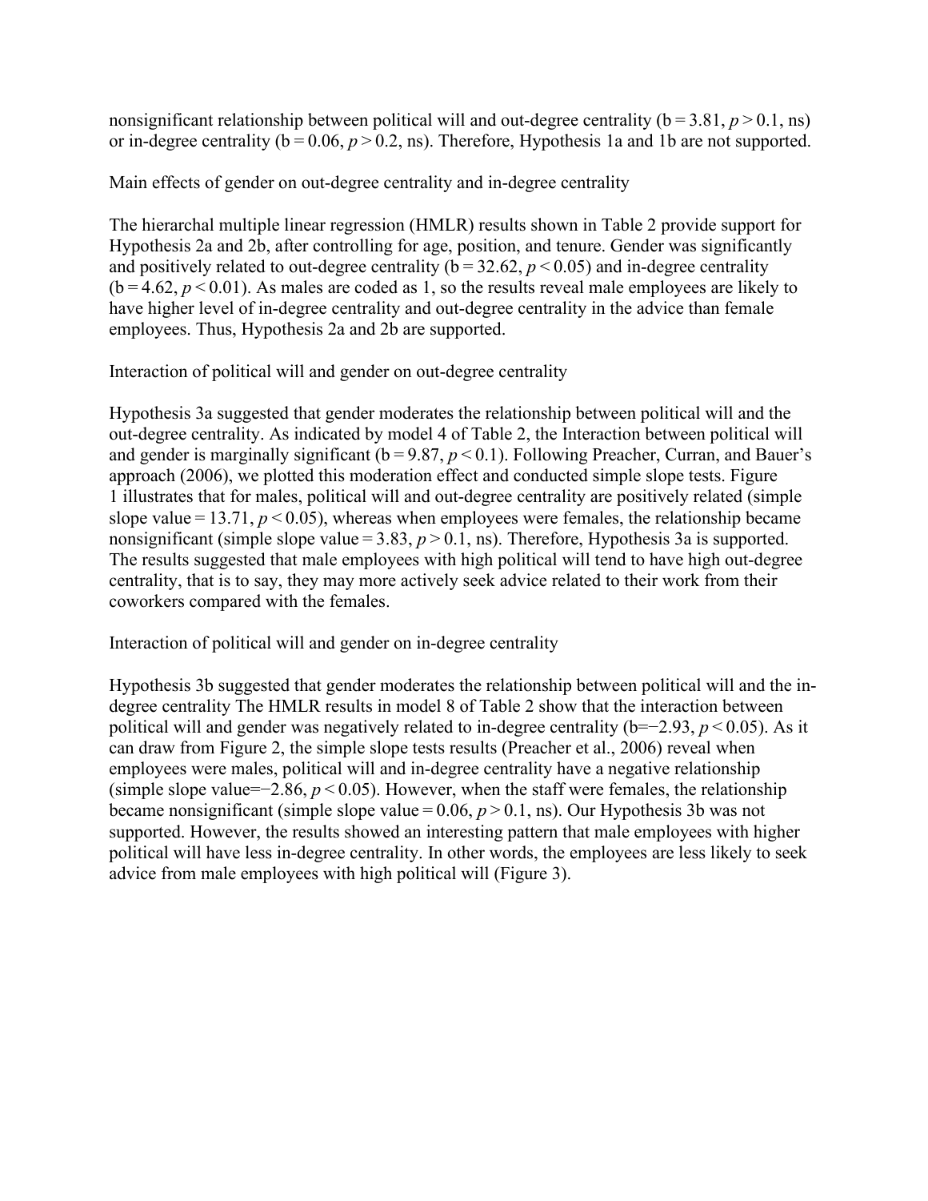nonsignificant relationship between political will and out-degree centrality (b = 3.81, $p > 0.1$, ns) or in-degree centrality (b = 0.06, $p > 0.2$, ns). Therefore, Hypothesis 1a and 1b are not supported.

### Main effects of gender on out-degree centrality and in-degree centrality

The hierarchal multiple linear regression (HMLR) results shown in Table 2 provide support for Hypothesis 2a and 2b, after controlling for age, position, and tenure. Gender was significantly and positively related to out-degree centrality (b = 32.62, $p < 0.05$) and in-degree centrality (b = 4.62, $p < 0.01$). As males are coded as 1, so the results reveal male employees are likely to have higher level of in-degree centrality and out-degree centrality in the advice than female employees. Thus, Hypothesis 2a and 2b are supported.

### Interaction of political will and gender on out-degree centrality

Hypothesis 3a suggested that gender moderates the relationship between political will and the out-degree centrality. As indicated by model 4 of Table 2, the Interaction between political will and gender is marginally significant (b = 9.87, $p < 0.1$). Following Preacher, Curran, and Bauer's approach (2006), we plotted this moderation effect and conducted simple slope tests. Figure 1 illustrates that for males, political will and out-degree centrality are positively related (simple slope value = 13.71, $p < 0.05$), whereas when employees were females, the relationship became nonsignificant (simple slope value = 3.83, $p > 0.1$, ns). Therefore, Hypothesis 3a is supported. The results suggested that male employees with high political will tend to have high out-degree centrality, that is to say, they may more actively seek advice related to their work from their coworkers compared with the females.

### Interaction of political will and gender on in-degree centrality

Hypothesis 3b suggested that gender moderates the relationship between political will and the in-degree centrality The HMLR results in model 8 of Table 2 show that the interaction between political will and gender was negatively related to in-degree centrality (b=−2.93, $p < 0.05$). As it can draw from Figure 2, the simple slope tests results (Preacher et al., 2006) reveal when employees were males, political will and in-degree centrality have a negative relationship (simple slope value=−2.86, $p < 0.05$). However, when the staff were females, the relationship became nonsignificant (simple slope value = 0.06, $p > 0.1$, ns). Our Hypothesis 3b was not supported. However, the results showed an interesting pattern that male employees with higher political will have less in-degree centrality. In other words, the employees are less likely to seek advice from male employees with high political will (Figure 3).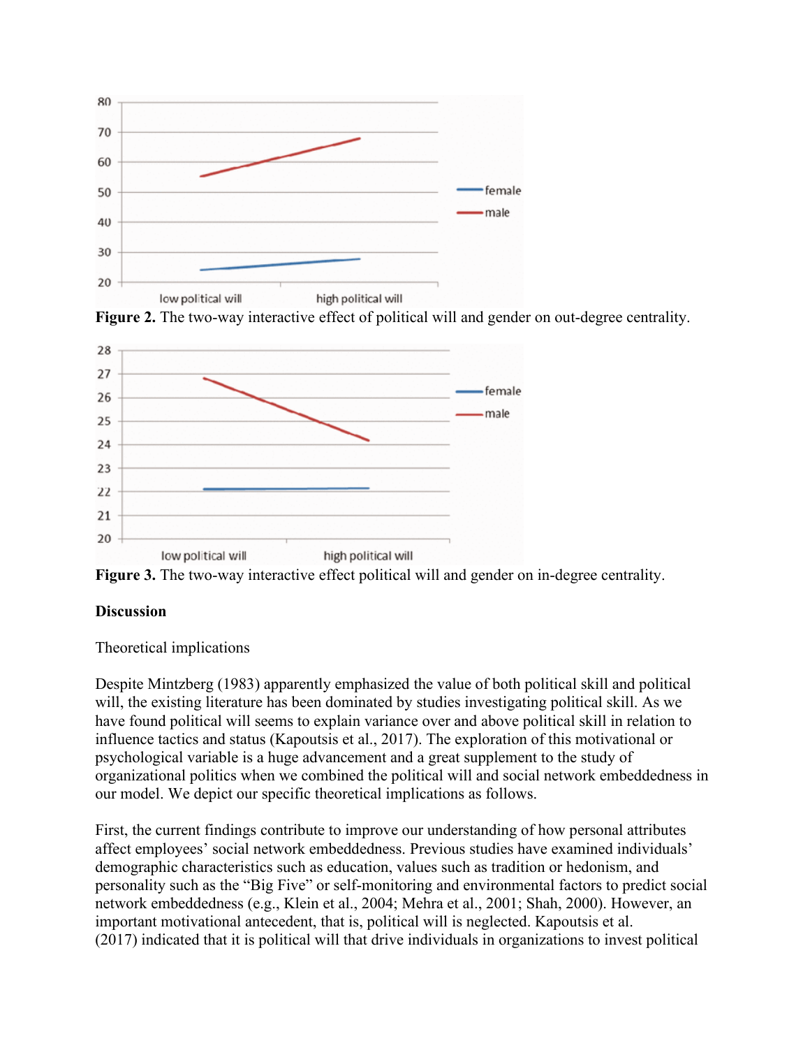**Figure 2.** The two-way interactive effect of political will and gender on out-degree centrality.

**Figure 3.** The two-way interactive effect political will and gender on in-degree centrality.

**Discussion**

Theoretical implications

Despite Mintzberg (1983) apparently emphasized the value of both political skill and political will, the existing literature has been dominated by studies investigating political skill. As we have found political will seems to explain variance over and above political skill in relation to influence tactics and status (Kapoutsis et al., 2017). The exploration of this motivational or psychological variable is a huge advancement and a great supplement to the study of organizational politics when we combined the political will and social network embeddedness in our model. We depict our specific theoretical implications as follows.

First, the current findings contribute to improve our understanding of how personal attributes affect employees' social network embeddedness. Previous studies have examined individuals' demographic characteristics such as education, values such as tradition or hedonism, and personality such as the "Big Five" or self-monitoring and environmental factors to predict social network embeddedness (e.g., Klein et al., 2004; Mehra et al., 2001; Shah, 2000). However, an important motivational antecedent, that is, political will is neglected. Kapoutsis et al. (2017) indicated that it is political will that drive individuals in organizations to invest political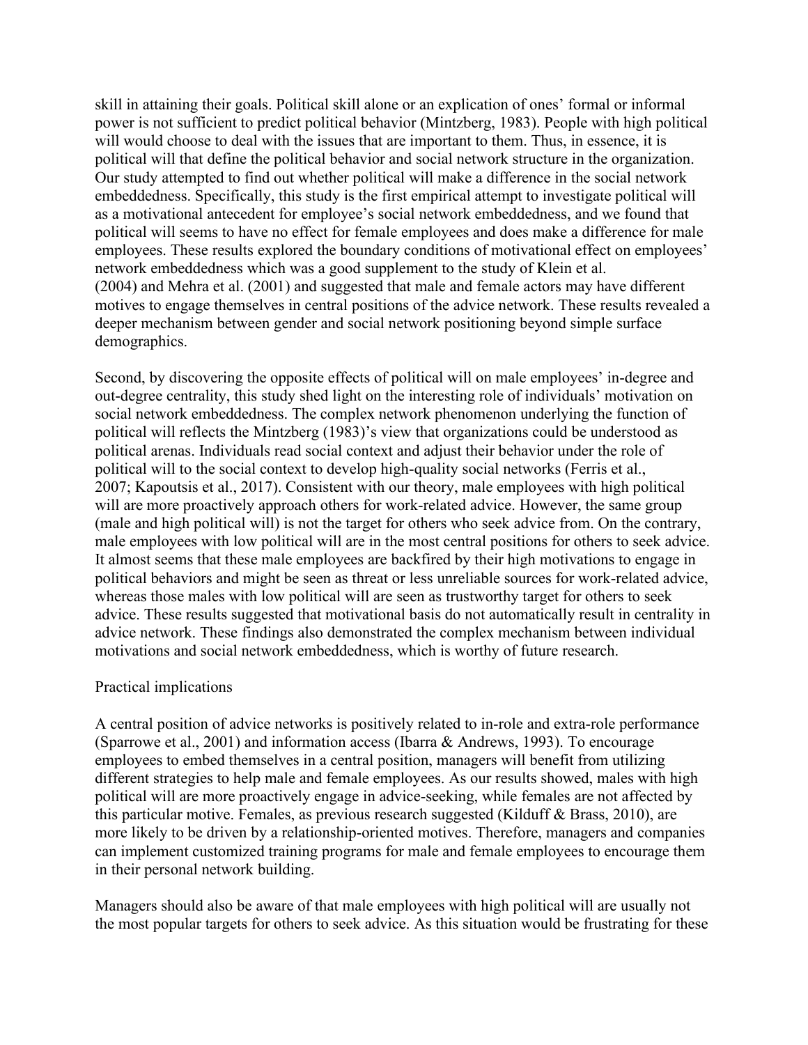skill in attaining their goals. Political skill alone or an explication of ones' formal or informal power is not sufficient to predict political behavior (Mintzberg, 1983). People with high political will would choose to deal with the issues that are important to them. Thus, in essence, it is political will that define the political behavior and social network structure in the organization. Our study attempted to find out whether political will make a difference in the social network embeddedness. Specifically, this study is the first empirical attempt to investigate political will as a motivational antecedent for employee's social network embeddedness, and we found that political will seems to have no effect for female employees and does make a difference for male employees. These results explored the boundary conditions of motivational effect on employees' network embeddedness which was a good supplement to the study of Klein et al. (2004) and Mehra et al. (2001) and suggested that male and female actors may have different motives to engage themselves in central positions of the advice network. These results revealed a deeper mechanism between gender and social network positioning beyond simple surface demographics.

Second, by discovering the opposite effects of political will on male employees' in-degree and out-degree centrality, this study shed light on the interesting role of individuals' motivation on social network embeddedness. The complex network phenomenon underlying the function of political will reflects the Mintzberg (1983)'s view that organizations could be understood as political arenas. Individuals read social context and adjust their behavior under the role of political will to the social context to develop high-quality social networks (Ferris et al., 2007; Kapoutsis et al., 2017). Consistent with our theory, male employees with high political will are more proactively approach others for work-related advice. However, the same group (male and high political will) is not the target for others who seek advice from. On the contrary, male employees with low political will are in the most central positions for others to seek advice. It almost seems that these male employees are backfired by their high motivations to engage in political behaviors and might be seen as threat or less unreliable sources for work-related advice, whereas those males with low political will are seen as trustworthy target for others to seek advice. These results suggested that motivational basis do not automatically result in centrality in advice network. These findings also demonstrated the complex mechanism between individual motivations and social network embeddedness, which is worthy of future research.

## Practical implications

A central position of advice networks is positively related to in-role and extra-role performance (Sparrowe et al., 2001) and information access (Ibarra & Andrews, 1993). To encourage employees to embed themselves in a central position, managers will benefit from utilizing different strategies to help male and female employees. As our results showed, males with high political will are more proactively engage in advice-seeking, while females are not affected by this particular motive. Females, as previous research suggested (Kilduff & Brass, 2010), are more likely to be driven by a relationship-oriented motives. Therefore, managers and companies can implement customized training programs for male and female employees to encourage them in their personal network building.

Managers should also be aware of that male employees with high political will are usually not the most popular targets for others to seek advice. As this situation would be frustrating for these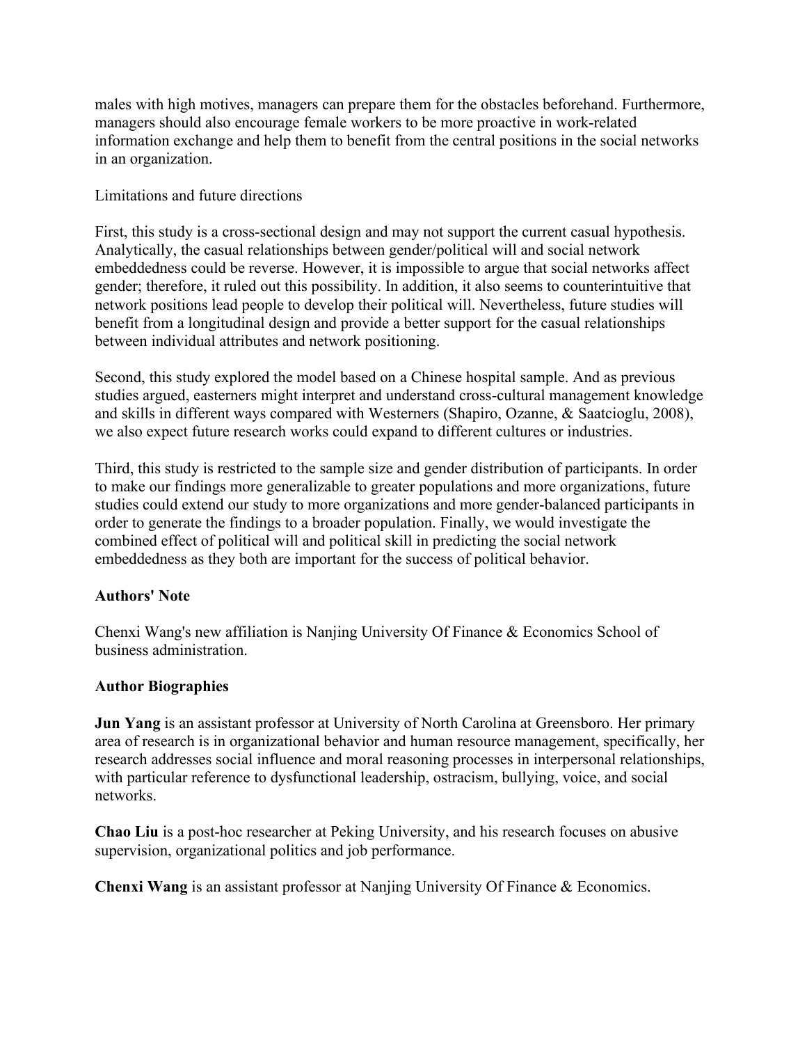males with high motives, managers can prepare them for the obstacles beforehand. Furthermore, managers should also encourage female workers to be more proactive in work-related information exchange and help them to benefit from the central positions in the social networks in an organization.

Limitations and future directions

First, this study is a cross-sectional design and may not support the current casual hypothesis. Analytically, the casual relationships between gender/political will and social network embeddedness could be reverse. However, it is impossible to argue that social networks affect gender; therefore, it ruled out this possibility. In addition, it also seems to counterintuitive that network positions lead people to develop their political will. Nevertheless, future studies will benefit from a longitudinal design and provide a better support for the casual relationships between individual attributes and network positioning.

Second, this study explored the model based on a Chinese hospital sample. And as previous studies argued, easterners might interpret and understand cross-cultural management knowledge and skills in different ways compared with Westerners (Shapiro, Ozanne, & Saatcioglu, 2008), we also expect future research works could expand to different cultures or industries.

Third, this study is restricted to the sample size and gender distribution of participants. In order to make our findings more generalizable to greater populations and more organizations, future studies could extend our study to more organizations and more gender-balanced participants in order to generate the findings to a broader population. Finally, we would investigate the combined effect of political will and political skill in predicting the social network embeddedness as they both are important for the success of political behavior.

## Authors' Note

Chenxi Wang's new affiliation is Nanjing University Of Finance & Economics School of business administration.

## Author Biographies

**Jun Yang** is an assistant professor at University of North Carolina at Greensboro. Her primary area of research is in organizational behavior and human resource management, specifically, her research addresses social influence and moral reasoning processes in interpersonal relationships, with particular reference to dysfunctional leadership, ostracism, bullying, voice, and social networks.

**Chao Liu** is a post-hoc researcher at Peking University, and his research focuses on abusive supervision, organizational politics and job performance.

**Chenxi Wang** is an assistant professor at Nanjing University Of Finance & Economics.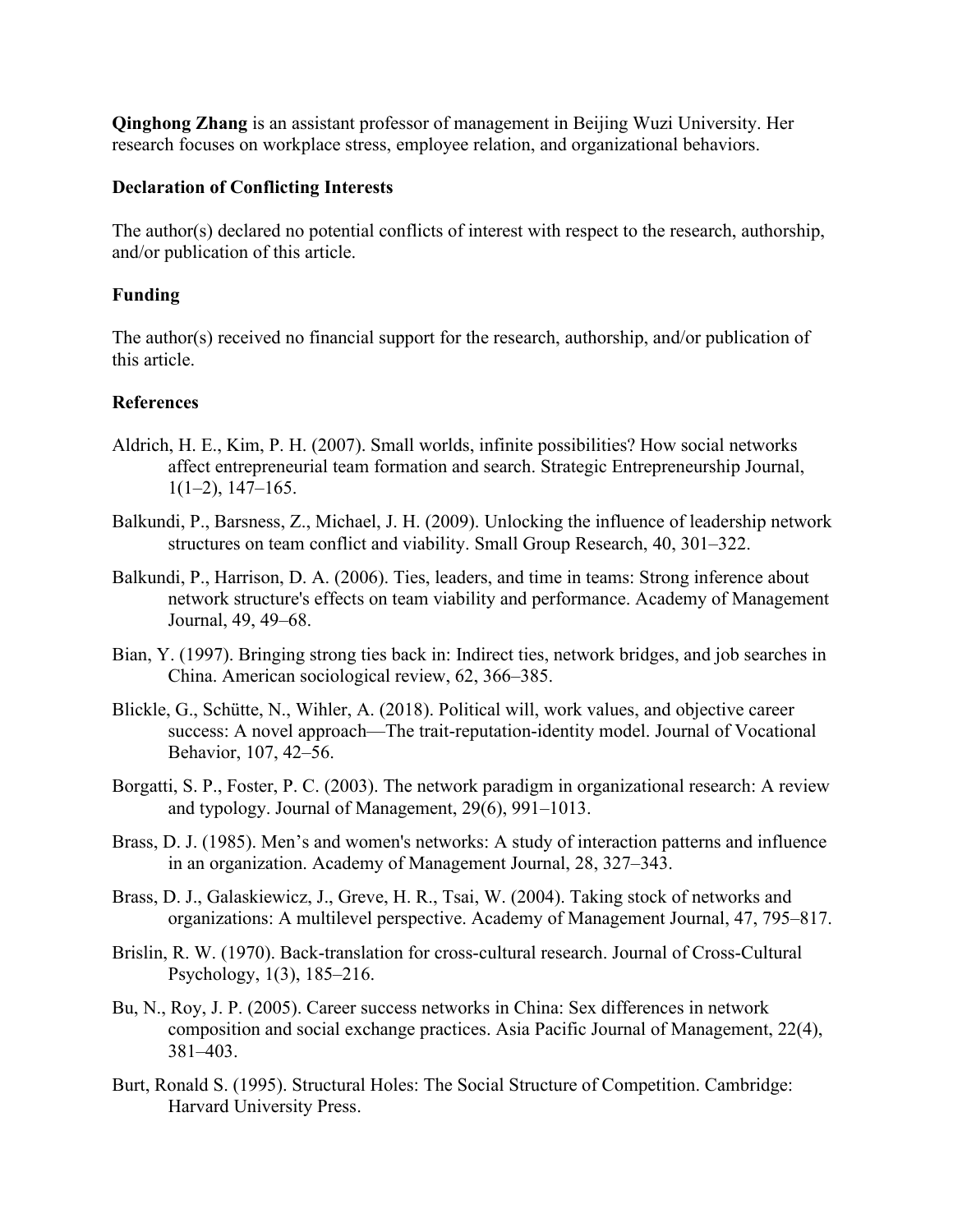**Qinghong Zhang** is an assistant professor of management in Beijing Wuzi University. Her research focuses on workplace stress, employee relation, and organizational behaviors.

**Declaration of Conflicting Interests**

The author(s) declared no potential conflicts of interest with respect to the research, authorship, and/or publication of this article.

**Funding**

The author(s) received no financial support for the research, authorship, and/or publication of this article.

**References**

Aldrich, H. E., Kim, P. H. (2007). Small worlds, infinite possibilities? How social networks affect entrepreneurial team formation and search. Strategic Entrepreneurship Journal, 1(1–2), 147–165.

Balkundi, P., Barsness, Z., Michael, J. H. (2009). Unlocking the influence of leadership network structures on team conflict and viability. Small Group Research, 40, 301–322.

Balkundi, P., Harrison, D. A. (2006). Ties, leaders, and time in teams: Strong inference about network structure's effects on team viability and performance. Academy of Management Journal, 49, 49–68.

Bian, Y. (1997). Bringing strong ties back in: Indirect ties, network bridges, and job searches in China. American sociological review, 62, 366–385.

Blickle, G., Schütte, N., Wihler, A. (2018). Political will, work values, and objective career success: A novel approach—The trait-reputation-identity model. Journal of Vocational Behavior, 107, 42–56.

Borgatti, S. P., Foster, P. C. (2003). The network paradigm in organizational research: A review and typology. Journal of Management, 29(6), 991–1013.

Brass, D. J. (1985). Men's and women's networks: A study of interaction patterns and influence in an organization. Academy of Management Journal, 28, 327–343.

Brass, D. J., Galaskiewicz, J., Greve, H. R., Tsai, W. (2004). Taking stock of networks and organizations: A multilevel perspective. Academy of Management Journal, 47, 795–817.

Brislin, R. W. (1970). Back-translation for cross-cultural research. Journal of Cross-Cultural Psychology, 1(3), 185–216.

Bu, N., Roy, J. P. (2005). Career success networks in China: Sex differences in network composition and social exchange practices. Asia Pacific Journal of Management, 22(4), 381–403.

Burt, Ronald S. (1995). Structural Holes: The Social Structure of Competition. Cambridge: Harvard University Press.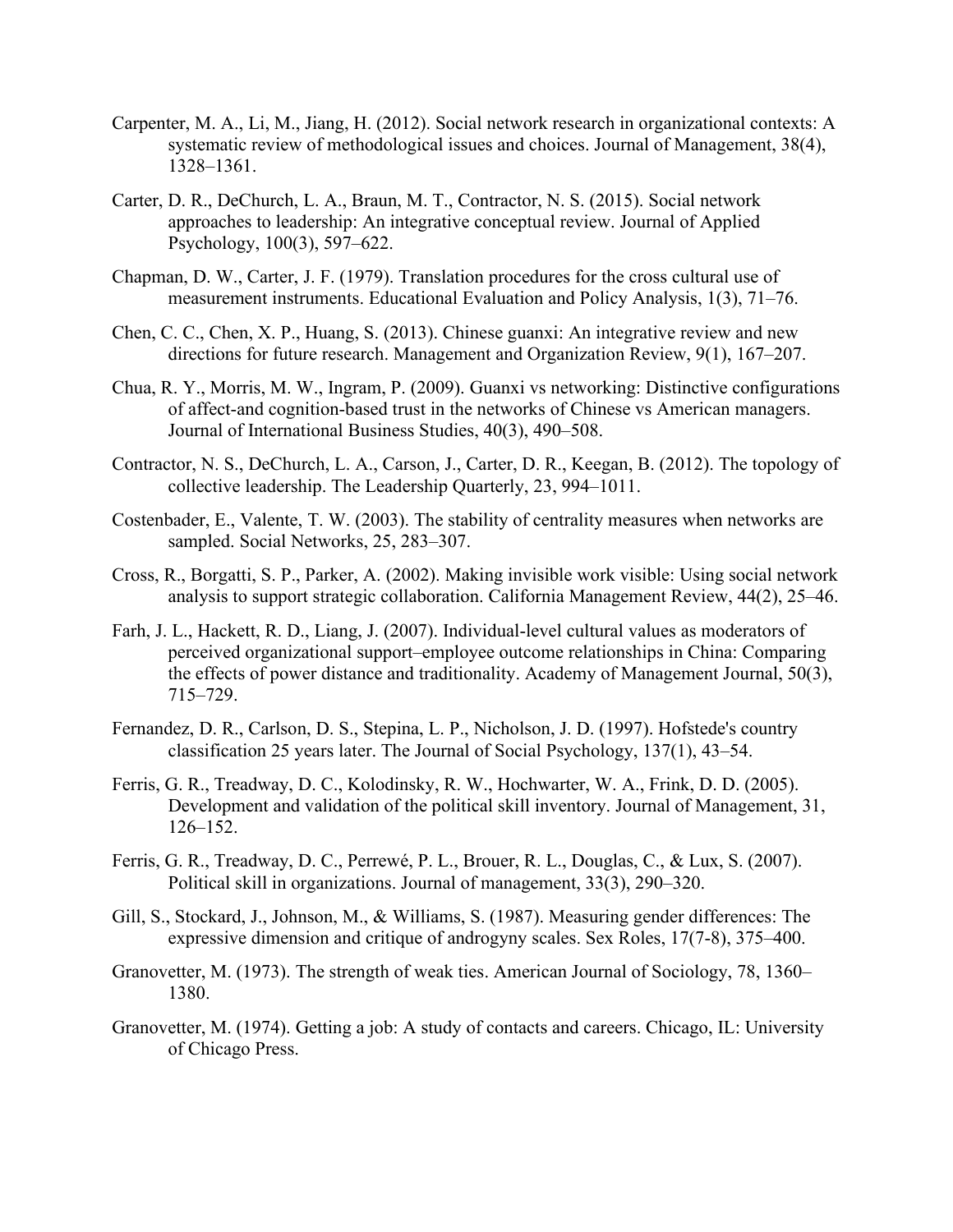Carpenter, M. A., Li, M., Jiang, H. (2012). Social network research in organizational contexts: A systematic review of methodological issues and choices. Journal of Management, 38(4), 1328–1361.

Carter, D. R., DeChurch, L. A., Braun, M. T., Contractor, N. S. (2015). Social network approaches to leadership: An integrative conceptual review. Journal of Applied Psychology, 100(3), 597–622.

Chapman, D. W., Carter, J. F. (1979). Translation procedures for the cross cultural use of measurement instruments. Educational Evaluation and Policy Analysis, 1(3), 71–76.

Chen, C. C., Chen, X. P., Huang, S. (2013). Chinese guanxi: An integrative review and new directions for future research. Management and Organization Review, 9(1), 167–207.

Chua, R. Y., Morris, M. W., Ingram, P. (2009). Guanxi vs networking: Distinctive configurations of affect-and cognition-based trust in the networks of Chinese vs American managers. Journal of International Business Studies, 40(3), 490–508.

Contractor, N. S., DeChurch, L. A., Carson, J., Carter, D. R., Keegan, B. (2012). The topology of collective leadership. The Leadership Quarterly, 23, 994–1011.

Costenbader, E., Valente, T. W. (2003). The stability of centrality measures when networks are sampled. Social Networks, 25, 283–307.

Cross, R., Borgatti, S. P., Parker, A. (2002). Making invisible work visible: Using social network analysis to support strategic collaboration. California Management Review, 44(2), 25–46.

Farh, J. L., Hackett, R. D., Liang, J. (2007). Individual-level cultural values as moderators of perceived organizational support–employee outcome relationships in China: Comparing the effects of power distance and traditionality. Academy of Management Journal, 50(3), 715–729.

Fernandez, D. R., Carlson, D. S., Stepina, L. P., Nicholson, J. D. (1997). Hofstede's country classification 25 years later. The Journal of Social Psychology, 137(1), 43–54.

Ferris, G. R., Treadway, D. C., Kolodinsky, R. W., Hochwarter, W. A., Frink, D. D. (2005). Development and validation of the political skill inventory. Journal of Management, 31, 126–152.

Ferris, G. R., Treadway, D. C., Perrewé, P. L., Brouer, R. L., Douglas, C., & Lux, S. (2007). Political skill in organizations. Journal of management, 33(3), 290–320.

Gill, S., Stockard, J., Johnson, M., & Williams, S. (1987). Measuring gender differences: The expressive dimension and critique of androgyny scales. Sex Roles, 17(7-8), 375–400.

Granovetter, M. (1973). The strength of weak ties. American Journal of Sociology, 78, 1360–1380.

Granovetter, M. (1974). Getting a job: A study of contacts and careers. Chicago, IL: University of Chicago Press.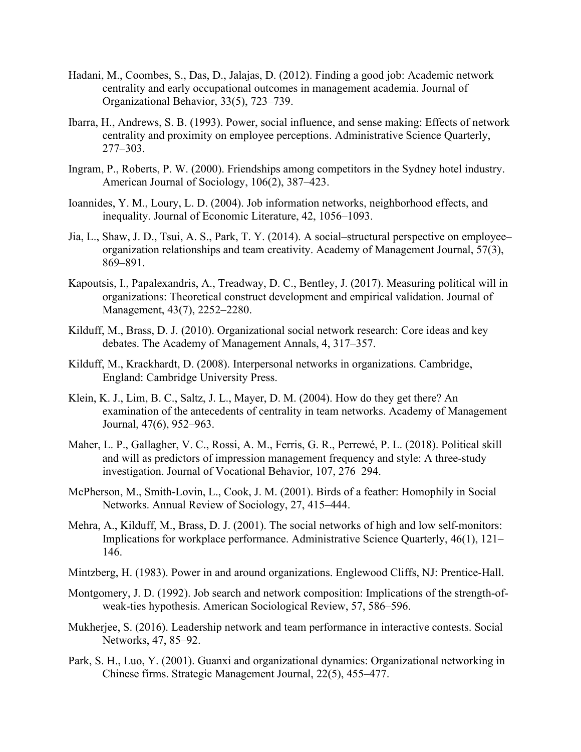Hadani, M., Coombes, S., Das, D., Jalajas, D. (2012). Finding a good job: Academic network centrality and early occupational outcomes in management academia. Journal of Organizational Behavior, 33(5), 723–739.

Ibarra, H., Andrews, S. B. (1993). Power, social influence, and sense making: Effects of network centrality and proximity on employee perceptions. Administrative Science Quarterly, 277–303.

Ingram, P., Roberts, P. W. (2000). Friendships among competitors in the Sydney hotel industry. American Journal of Sociology, 106(2), 387–423.

Ioannides, Y. M., Loury, L. D. (2004). Job information networks, neighborhood effects, and inequality. Journal of Economic Literature, 42, 1056–1093.

Jia, L., Shaw, J. D., Tsui, A. S., Park, T. Y. (2014). A social–structural perspective on employee–organization relationships and team creativity. Academy of Management Journal, 57(3), 869–891.

Kapoutsis, I., Papalexandris, A., Treadway, D. C., Bentley, J. (2017). Measuring political will in organizations: Theoretical construct development and empirical validation. Journal of Management, 43(7), 2252–2280.

Kilduff, M., Brass, D. J. (2010). Organizational social network research: Core ideas and key debates. The Academy of Management Annals, 4, 317–357.

Kilduff, M., Krackhardt, D. (2008). Interpersonal networks in organizations. Cambridge, England: Cambridge University Press.

Klein, K. J., Lim, B. C., Saltz, J. L., Mayer, D. M. (2004). How do they get there? An examination of the antecedents of centrality in team networks. Academy of Management Journal, 47(6), 952–963.

Maher, L. P., Gallagher, V. C., Rossi, A. M., Ferris, G. R., Perrewé, P. L. (2018). Political skill and will as predictors of impression management frequency and style: A three-study investigation. Journal of Vocational Behavior, 107, 276–294.

McPherson, M., Smith-Lovin, L., Cook, J. M. (2001). Birds of a feather: Homophily in Social Networks. Annual Review of Sociology, 27, 415–444.

Mehra, A., Kilduff, M., Brass, D. J. (2001). The social networks of high and low self-monitors: Implications for workplace performance. Administrative Science Quarterly, 46(1), 121–146.

Mintzberg, H. (1983). Power in and around organizations. Englewood Cliffs, NJ: Prentice-Hall.

Montgomery, J. D. (1992). Job search and network composition: Implications of the strength-of-weak-ties hypothesis. American Sociological Review, 57, 586–596.

Mukherjee, S. (2016). Leadership network and team performance in interactive contests. Social Networks, 47, 85–92.

Park, S. H., Luo, Y. (2001). Guanxi and organizational dynamics: Organizational networking in Chinese firms. Strategic Management Journal, 22(5), 455–477.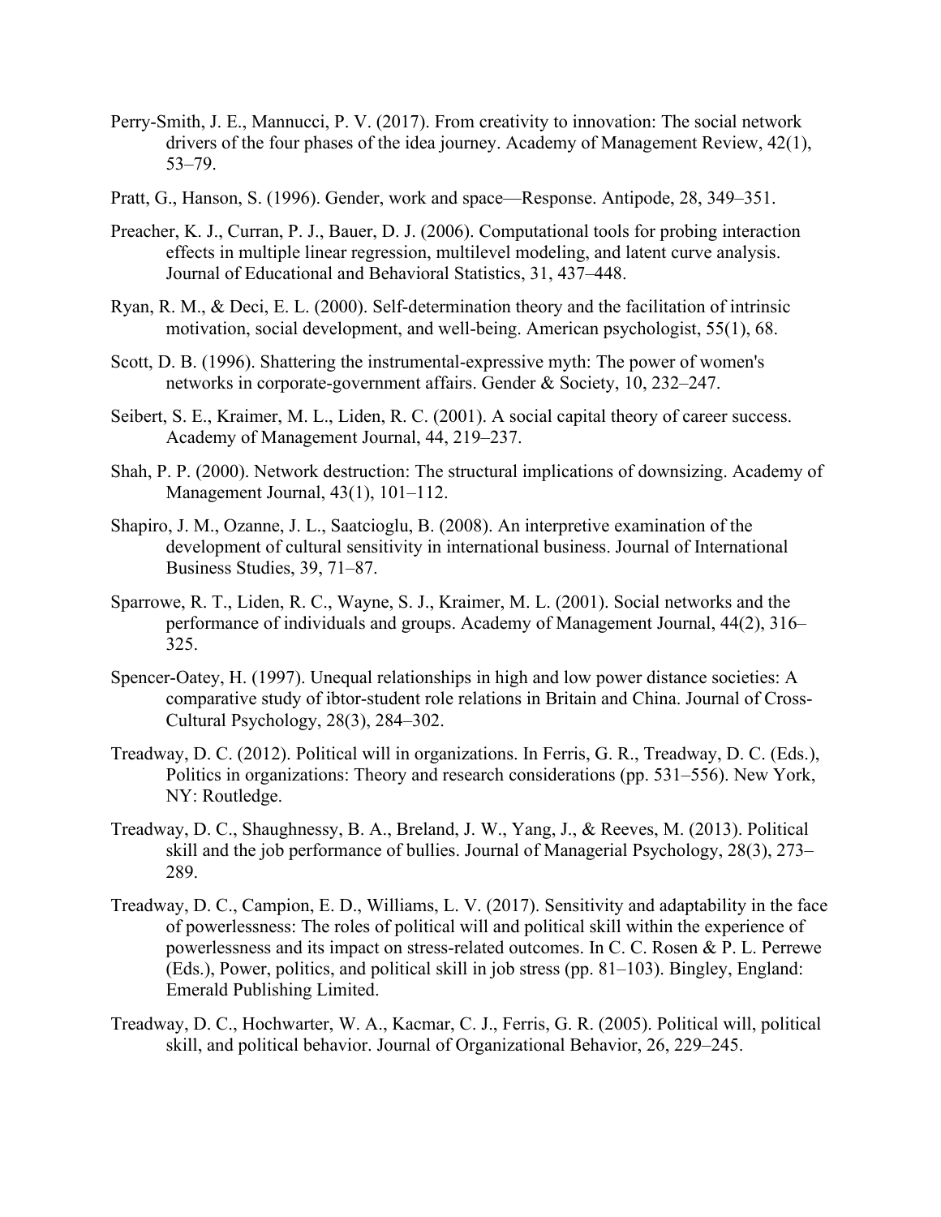Perry-Smith, J. E., Mannucci, P. V. (2017). From creativity to innovation: The social network drivers of the four phases of the idea journey. Academy of Management Review, 42(1), 53–79.

Pratt, G., Hanson, S. (1996). Gender, work and space—Response. Antipode, 28, 349–351.

Preacher, K. J., Curran, P. J., Bauer, D. J. (2006). Computational tools for probing interaction effects in multiple linear regression, multilevel modeling, and latent curve analysis. Journal of Educational and Behavioral Statistics, 31, 437–448.

Ryan, R. M., & Deci, E. L. (2000). Self-determination theory and the facilitation of intrinsic motivation, social development, and well-being. American psychologist, 55(1), 68.

Scott, D. B. (1996). Shattering the instrumental-expressive myth: The power of women's networks in corporate-government affairs. Gender & Society, 10, 232–247.

Seibert, S. E., Kraimer, M. L., Liden, R. C. (2001). A social capital theory of career success. Academy of Management Journal, 44, 219–237.

Shah, P. P. (2000). Network destruction: The structural implications of downsizing. Academy of Management Journal, 43(1), 101–112.

Shapiro, J. M., Ozanne, J. L., Saatcioglu, B. (2008). An interpretive examination of the development of cultural sensitivity in international business. Journal of International Business Studies, 39, 71–87.

Sparrowe, R. T., Liden, R. C., Wayne, S. J., Kraimer, M. L. (2001). Social networks and the performance of individuals and groups. Academy of Management Journal, 44(2), 316–325.

Spencer-Oatey, H. (1997). Unequal relationships in high and low power distance societies: A comparative study of ibtor-student role relations in Britain and China. Journal of Cross-Cultural Psychology, 28(3), 284–302.

Treadway, D. C. (2012). Political will in organizations. In Ferris, G. R., Treadway, D. C. (Eds.), Politics in organizations: Theory and research considerations (pp. 531–556). New York, NY: Routledge.

Treadway, D. C., Shaughnessy, B. A., Breland, J. W., Yang, J., & Reeves, M. (2013). Political skill and the job performance of bullies. Journal of Managerial Psychology, 28(3), 273–289.

Treadway, D. C., Campion, E. D., Williams, L. V. (2017). Sensitivity and adaptability in the face of powerlessness: The roles of political will and political skill within the experience of powerlessness and its impact on stress-related outcomes. In C. C. Rosen & P. L. Perrewe (Eds.), Power, politics, and political skill in job stress (pp. 81–103). Bingley, England: Emerald Publishing Limited.

Treadway, D. C., Hochwarter, W. A., Kacmar, C. J., Ferris, G. R. (2005). Political will, political skill, and political behavior. Journal of Organizational Behavior, 26, 229–245.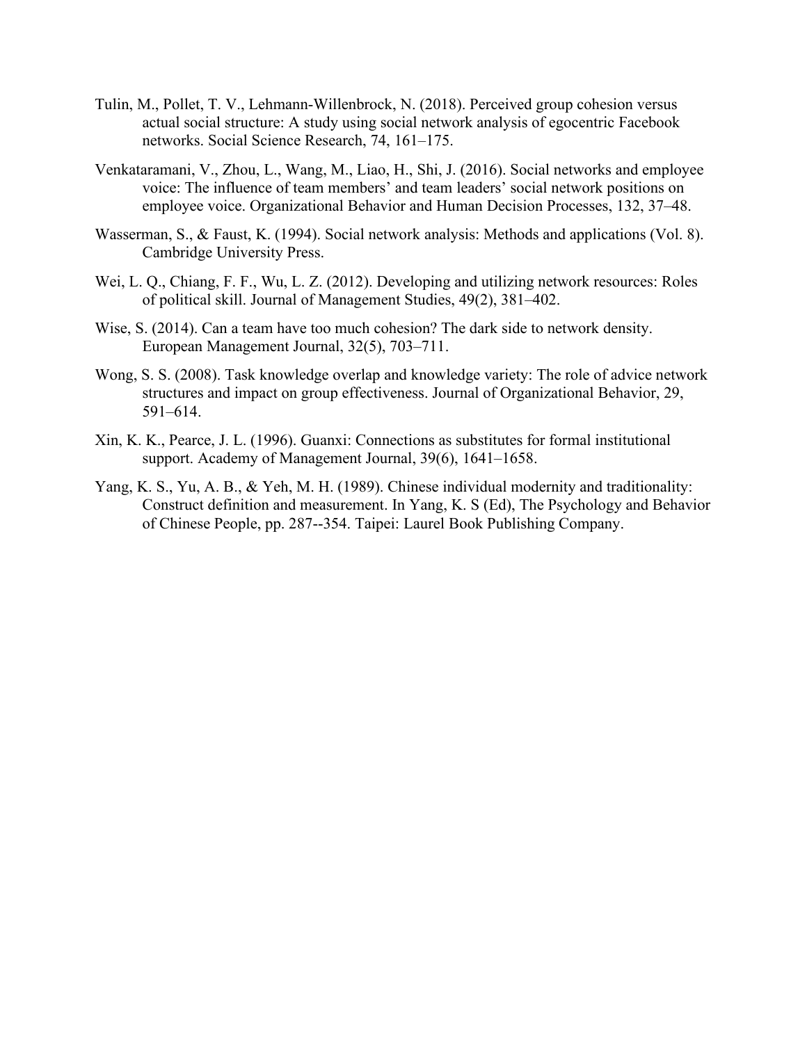Tulin, M., Pollet, T. V., Lehmann-Willenbrock, N. (2018). Perceived group cohesion versus actual social structure: A study using social network analysis of egocentric Facebook networks. Social Science Research, 74, 161–175.

Venkataramani, V., Zhou, L., Wang, M., Liao, H., Shi, J. (2016). Social networks and employee voice: The influence of team members' and team leaders' social network positions on employee voice. Organizational Behavior and Human Decision Processes, 132, 37–48.

Wasserman, S., & Faust, K. (1994). Social network analysis: Methods and applications (Vol. 8). Cambridge University Press.

Wei, L. Q., Chiang, F. F., Wu, L. Z. (2012). Developing and utilizing network resources: Roles of political skill. Journal of Management Studies, 49(2), 381–402.

Wise, S. (2014). Can a team have too much cohesion? The dark side to network density. European Management Journal, 32(5), 703–711.

Wong, S. S. (2008). Task knowledge overlap and knowledge variety: The role of advice network structures and impact on group effectiveness. Journal of Organizational Behavior, 29, 591–614.

Xin, K. K., Pearce, J. L. (1996). Guanxi: Connections as substitutes for formal institutional support. Academy of Management Journal, 39(6), 1641–1658.

Yang, K. S., Yu, A. B., & Yeh, M. H. (1989). Chinese individual modernity and traditionality: Construct definition and measurement. In Yang, K. S (Ed), The Psychology and Behavior of Chinese People, pp. 287--354. Taipei: Laurel Book Publishing Company.